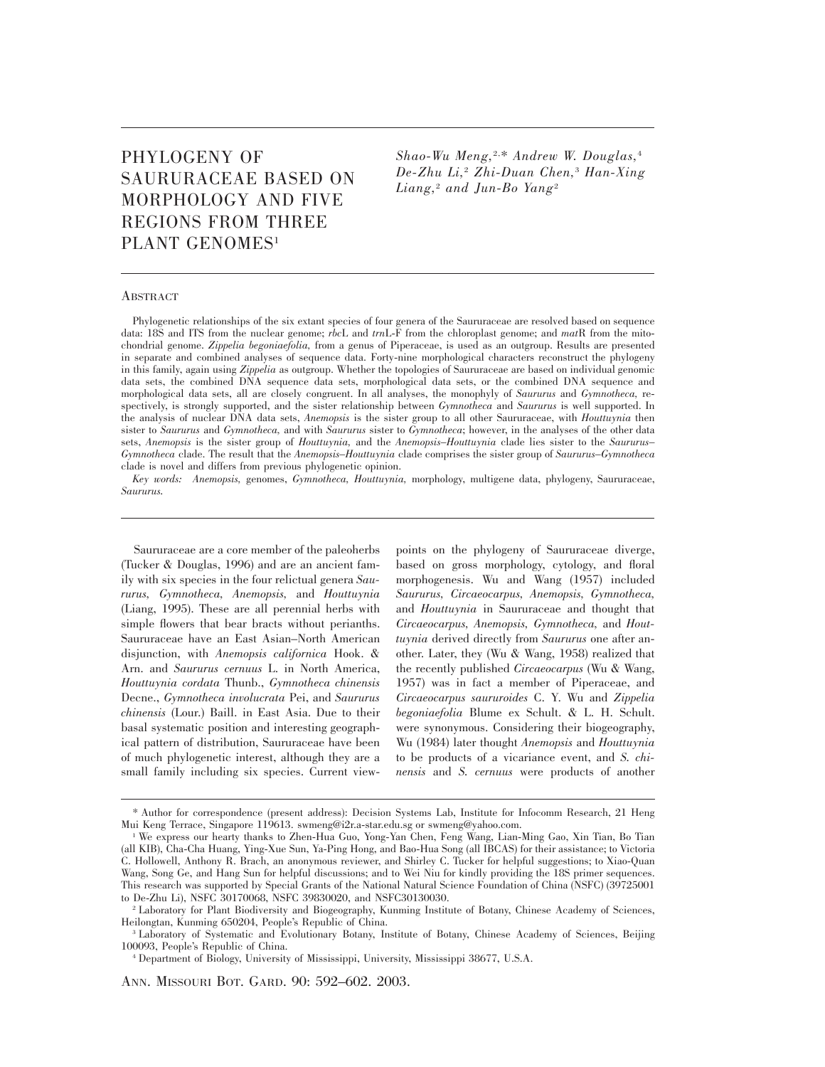# PHYLOGENY OF SAURURACEAE BASED ON MORPHOLOGY AND FIVE REGIONS FROM THREE PLANT GENOMES[1]

*Shao-Wu Meng,[2,*] Andrew W. Douglas,[4] De-Zhu Li,[2] Zhi-Duan Chen,[3] Han-Xing Liang,[2] and Jun-Bo Yang[2]*

## Abstract

Phylogenetic relationships of the six extant species of four genera of the Saururaceae are resolved based on sequence data: 18S and ITS from the nuclear genome; *rbc*L and *trn*L-F from the chloroplast genome; and *mat*R from the mitochondrial genome. *Zippelia begoniaefolia,* from a genus of Piperaceae, is used as an outgroup. Results are presented in separate and combined analyses of sequence data. Forty-nine morphological characters reconstruct the phylogeny in this family, again using *Zippelia* as outgroup. Whether the topologies of Saururaceae are based on individual genomic data sets, the combined DNA sequence data sets, morphological data sets, or the combined DNA sequence and morphological data sets, all are closely congruent. In all analyses, the monophyly of *Saururus* and *Gymnotheca,* respectively, is strongly supported, and the sister relationship between *Gymnotheca* and *Saururus* is well supported. In the analysis of nuclear DNA data sets, *Anemopsis* is the sister group to all other Saururaceae, with *Houttuynia* then sister to *Saururus* and *Gymnotheca,* and with *Saururus* sister to *Gymnotheca*; however, in the analyses of the other data sets, *Anemopsis* is the sister group of *Houttuynia,* and the *Anemopsis–Houttuynia* clade lies sister to the *Saururus–Gymnotheca* clade. The result that the *Anemopsis–Houttuynia* clade comprises the sister group of *Saururus–Gymnotheca* clade is novel and differs from previous phylogenetic opinion.

*Key words:* *Anemopsis,* genomes, *Gymnotheca, Houttuynia,* morphology, multigene data, phylogeny, Saururaceae, *Saururus.*

Saururaceae are a core member of the paleoherbs (Tucker & Douglas, 1996) and are an ancient family with six species in the four relictual genera *Saururus, Gymnotheca, Anemopsis,* and *Houttuynia* (Liang, 1995). These are all perennial herbs with simple flowers that bear bracts without perianths. Saururaceae have an East Asian–North American disjunction, with *Anemopsis californica* Hook. & Arn. and *Saururus cernuus* L. in North America, *Houttuynia cordata* Thunb., *Gymnotheca chinensis* Decne., *Gymnotheca involucrata* Pei, and *Saururus chinensis* (Lour.) Baill. in East Asia. Due to their basal systematic position and interesting geographical pattern of distribution, Saururaceae have been of much phylogenetic interest, although they are a small family including six species. Current viewpoints on the phylogeny of Saururaceae diverge, based on gross morphology, cytology, and floral morphogenesis. Wu and Wang (1957) included *Saururus, Circaeocarpus, Anemopsis, Gymnotheca,* and *Houttuynia* in Saururaceae and thought that *Circaeocarpus, Anemopsis, Gymnotheca,* and *Houttuynia* derived directly from *Saururus* one after another. Later, they (Wu & Wang, 1958) realized that the recently published *Circaeocarpus* (Wu & Wang, 1957) was in fact a member of Piperaceae, and *Circaeocarpus saururoides* C. Y. Wu and *Zippelia begoniaefolia* Blume ex Schult. & L. H. Schult. were synonymous. Considering their biogeography, Wu (1984) later thought *Anemopsis* and *Houttuynia* to be products of a vicariance event, and *S. chinensis* and *S. cernuus* were products of another

\* Author for correspondence (present address): Decision Systems Lab, Institute for Infocomm Research, 21 Heng Mui Keng Terrace, Singapore 119613. swmeng@i2r.a-star.edu.sg or swmeng@yahoo.com.

[1] We express our hearty thanks to Zhen-Hua Guo, Yong-Yan Chen, Feng Wang, Lian-Ming Gao, Xin Tian, Bo Tian (all KIB), Cha-Cha Huang, Ying-Xue Sun, Ya-Ping Hong, and Bao-Hua Song (all IBCAS) for their assistance; to Victoria C. Hollowell, Anthony R. Brach, an anonymous reviewer, and Shirley C. Tucker for helpful suggestions; to Xiao-Quan Wang, Song Ge, and Hang Sun for helpful discussions; and to Wei Niu for kindly providing the 18S primer sequences. This research was supported by Special Grants of the National Natural Science Foundation of China (NSFC) (39725001 to De-Zhu Li), NSFC 30170068, NSFC 39830020, and NSFC30130030.

[2] Laboratory for Plant Biodiversity and Biogeography, Kunming Institute of Botany, Chinese Academy of Sciences, Heilongtan, Kunming 650204, People's Republic of China.

[3] Laboratory of Systematic and Evolutionary Botany, Institute of Botany, Chinese Academy of Sciences, Beijing 100093, People's Republic of China.

[4] Department of Biology, University of Mississippi, University, Mississippi 38677, U.S.A.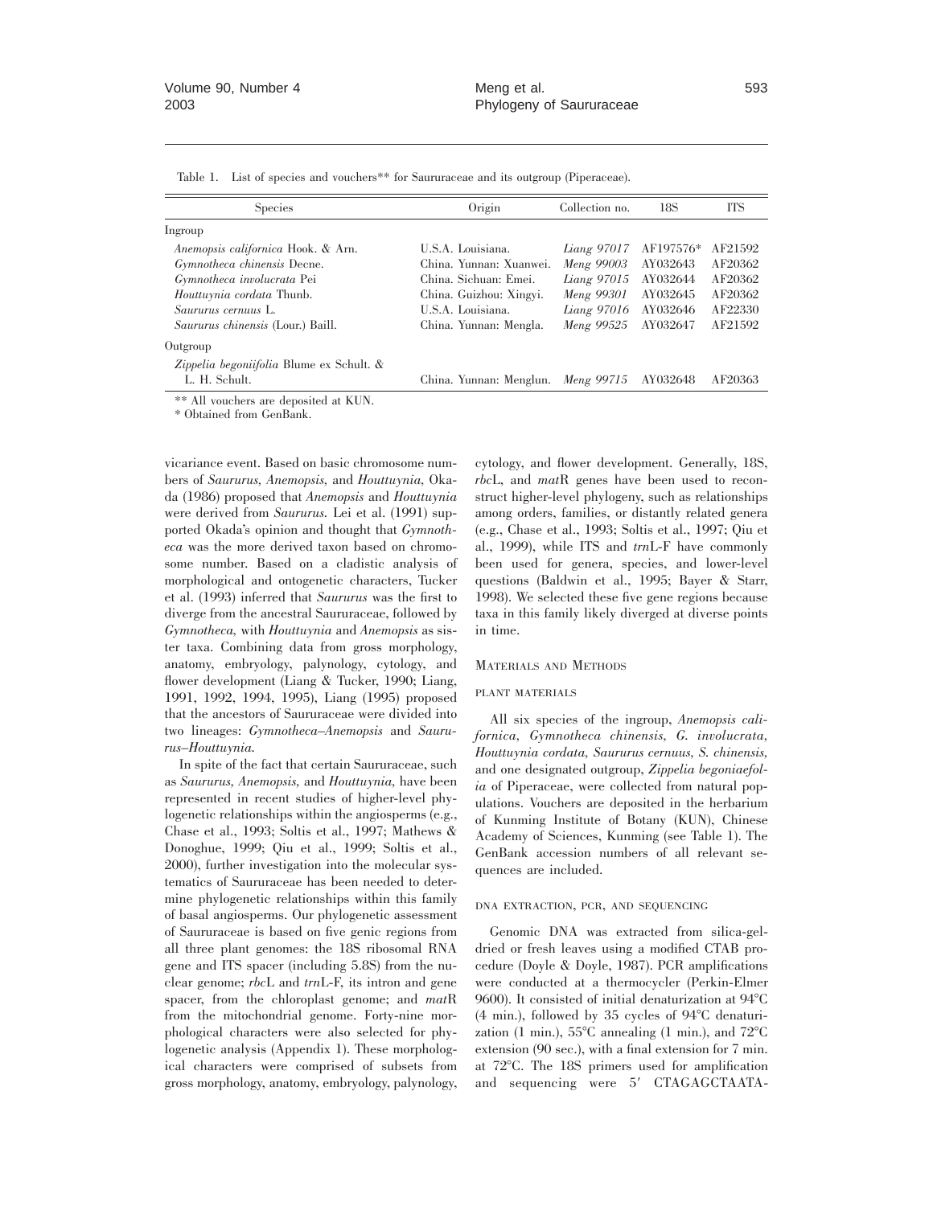Table 1. List of species and vouchers** for Saururaceae and its outgroup (Piperaceae).

| Species | Origin | Collection no. | 18S | ITS |
|---|---|---|---|---|
| Ingroup | | | | |
| *Anemopsis californica* Hook. & Arn. | U.S.A. Louisiana. | *Liang 97017* | AF197576* | AF21592 |
| *Gymnotheca chinensis* Decne. | China. Yunnan: Xuanwei. | *Meng 99003* | AY032643 | AF20362 |
| *Gymnotheca involucrata* Pei | China. Sichuan: Emei. | *Liang 97015* | AY032644 | AF20362 |
| *Houttuynia cordata* Thunb. | China. Guizhou: Xingyi. | *Meng 99301* | AY032645 | AF20362 |
| *Saururus cernuus* L. | U.S.A. Louisiana. | *Liang 97016* | AY032646 | AF22330 |
| *Saururus chinensis* (Lour.) Baill. | China. Yunnan: Mengla. | *Meng 99525* | AY032647 | AF21592 |
| Outgroup | | | | |
| *Zippelia begoniifolia* Blume ex Schult. & L. H. Schult. | China. Yunnan: Menglun. | *Meng 99715* | AY032648 | AF20363 |

** All vouchers are deposited at KUN.
* Obtained from GenBank.

vicariance event. Based on basic chromosome numbers of *Saururus*, *Anemopsis*, and *Houttuynia*, Okada (1986) proposed that *Anemopsis* and *Houttuynia* were derived from *Saururus*. Lei et al. (1991) supported Okada's opinion and thought that *Gymnotheca* was the more derived taxon based on chromosome number. Based on a cladistic analysis of morphological and ontogenetic characters, Tucker et al. (1993) inferred that *Saururus* was the first to diverge from the ancestral Saururaceae, followed by *Gymnotheca*, with *Houttuynia* and *Anemopsis* as sister taxa. Combining data from gross morphology, anatomy, embryology, palynology, cytology, and flower development (Liang & Tucker, 1990; Liang, 1991, 1992, 1994, 1995), Liang (1995) proposed that the ancestors of Saururaceae were divided into two lineages: *Gymnotheca–Anemopsis* and *Saururus–Houttuynia*.

In spite of the fact that certain Saururaceae, such as *Saururus*, *Anemopsis*, and *Houttuynia*, have been represented in recent studies of higher-level phylogenetic relationships within the angiosperms (e.g., Chase et al., 1993; Soltis et al., 1997; Mathews & Donoghue, 1999; Qiu et al., 1999; Soltis et al., 2000), further investigation into the molecular systematics of Saururaceae has been needed to determine phylogenetic relationships within this family of basal angiosperms. Our phylogenetic assessment of Saururaceae is based on five genic regions from all three plant genomes: the 18S ribosomal RNA gene and ITS spacer (including 5.8S) from the nuclear genome; *rbc*L and *trn*L-F, its intron and gene spacer, from the chloroplast genome; and *mat*R from the mitochondrial genome. Forty-nine morphological characters were also selected for phylogenetic analysis (Appendix 1). These morphological characters were comprised of subsets from gross morphology, anatomy, embryology, palynology, cytology, and flower development. Generally, 18S, *rbc*L, and *mat*R genes have been used to reconstruct higher-level phylogeny, such as relationships among orders, families, or distantly related genera (e.g., Chase et al., 1993; Soltis et al., 1997; Qiu et al., 1999), while ITS and *trn*L-F have commonly been used for genera, species, and lower-level questions (Baldwin et al., 1995; Bayer & Starr, 1998). We selected these five gene regions because taxa in this family likely diverged at diverse points in time.

## Materials and Methods

### Plant Materials

All six species of the ingroup, *Anemopsis californica*, *Gymnotheca chinensis*, *G. involucrata*, *Houttuynia cordata*, *Saururus cernuus*, *S. chinensis*, and one designated outgroup, *Zippelia begoniaefolia* of Piperaceae, were collected from natural populations. Vouchers are deposited in the herbarium of Kunming Institute of Botany (KUN), Chinese Academy of Sciences, Kunming (see Table 1). The GenBank accession numbers of all relevant sequences are included.

### DNA Extraction, PCR, and Sequencing

Genomic DNA was extracted from silica-gel-dried or fresh leaves using a modified CTAB procedure (Doyle & Doyle, 1987). PCR amplifications were conducted at a thermocycler (Perkin-Elmer 9600). It consisted of initial denaturization at 94°C (4 min.), followed by 35 cycles of 94°C denaturization (1 min.), 55°C annealing (1 min.), and 72°C extension (90 sec.), with a final extension for 7 min. at 72°C. The 18S primers used for amplification and sequencing were 5′ CTAGAGCTAATA-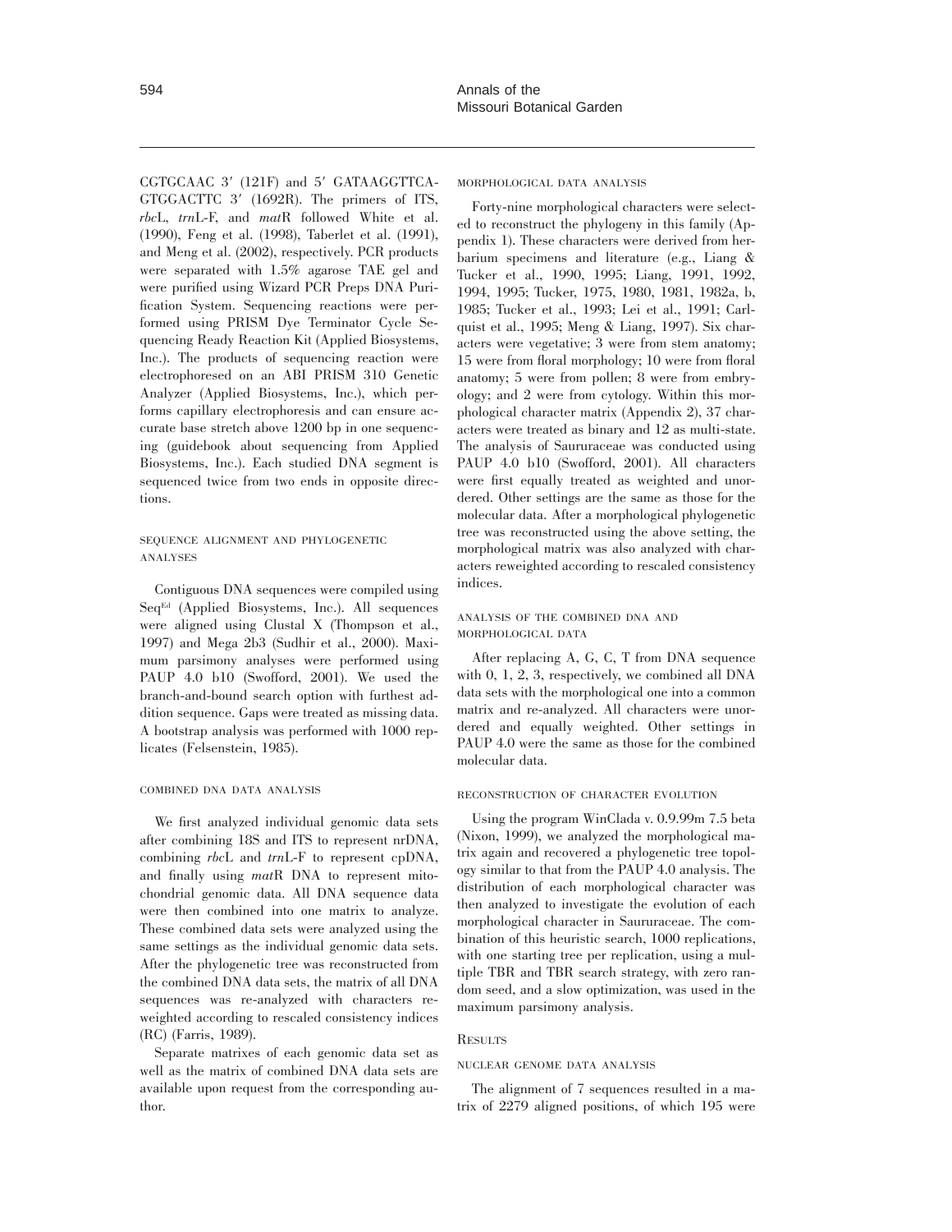CGTGCAAC 3′ (121F) and 5′ GATAAGGTTCA-GTGGACTTC 3′ (1692R). The primers of ITS, *rbc*L, *trn*L-F, and *mat*R followed White et al. (1990), Feng et al. (1998), Taberlet et al. (1991), and Meng et al. (2002), respectively. PCR products were separated with 1.5% agarose TAE gel and were purified using Wizard PCR Preps DNA Purification System. Sequencing reactions were performed using PRISM Dye Terminator Cycle Sequencing Ready Reaction Kit (Applied Biosystems, Inc.). The products of sequencing reaction were electrophoresed on an ABI PRISM 310 Genetic Analyzer (Applied Biosystems, Inc.), which performs capillary electrophoresis and can ensure accurate base stretch above 1200 bp in one sequencing (guidebook about sequencing from Applied Biosystems, Inc.). Each studied DNA segment is sequenced twice from two ends in opposite directions.

### SEQUENCE ALIGNMENT AND PHYLOGENETIC ANALYSES

Contiguous DNA sequences were compiled using Seq[Ed] (Applied Biosystems, Inc.). All sequences were aligned using Clustal X (Thompson et al., 1997) and Mega 2b3 (Sudhir et al., 2000). Maximum parsimony analyses were performed using PAUP 4.0 b10 (Swofford, 2001). We used the branch-and-bound search option with furthest addition sequence. Gaps were treated as missing data. A bootstrap analysis was performed with 1000 replicates (Felsenstein, 1985).

### COMBINED DNA DATA ANALYSIS

We first analyzed individual genomic data sets after combining 18S and ITS to represent nrDNA, combining *rbc*L and *trn*L-F to represent cpDNA, and finally using *mat*R DNA to represent mitochondrial genomic data. All DNA sequence data were then combined into one matrix to analyze. These combined data sets were analyzed using the same settings as the individual genomic data sets. After the phylogenetic tree was reconstructed from the combined DNA data sets, the matrix of all DNA sequences was re-analyzed with characters reweighted according to rescaled consistency indices (RC) (Farris, 1989).

Separate matrixes of each genomic data set as well as the matrix of combined DNA data sets are available upon request from the corresponding author.

### MORPHOLOGICAL DATA ANALYSIS

Forty-nine morphological characters were selected to reconstruct the phylogeny in this family (Appendix 1). These characters were derived from herbarium specimens and literature (e.g., Liang & Tucker et al., 1990, 1995; Liang, 1991, 1992, 1994, 1995; Tucker, 1975, 1980, 1981, 1982a, b, 1985; Tucker et al., 1993; Lei et al., 1991; Carlquist et al., 1995; Meng & Liang, 1997). Six characters were vegetative; 3 were from stem anatomy; 15 were from floral morphology; 10 were from floral anatomy; 5 were from pollen; 8 were from embryology; and 2 were from cytology. Within this morphological character matrix (Appendix 2), 37 characters were treated as binary and 12 as multi-state. The analysis of Saururaceae was conducted using PAUP 4.0 b10 (Swofford, 2001). All characters were first equally treated as weighted and unordered. Other settings are the same as those for the molecular data. After a morphological phylogenetic tree was reconstructed using the above setting, the morphological matrix was also analyzed with characters reweighted according to rescaled consistency indices.

### ANALYSIS OF THE COMBINED DNA AND MORPHOLOGICAL DATA

After replacing A, G, C, T from DNA sequence with 0, 1, 2, 3, respectively, we combined all DNA data sets with the morphological one into a common matrix and re-analyzed. All characters were unordered and equally weighted. Other settings in PAUP 4.0 were the same as those for the combined molecular data.

### RECONSTRUCTION OF CHARACTER EVOLUTION

Using the program WinClada v. 0.9.99m 7.5 beta (Nixon, 1999), we analyzed the morphological matrix again and recovered a phylogenetic tree topology similar to that from the PAUP 4.0 analysis. The distribution of each morphological character was then analyzed to investigate the evolution of each morphological character in Saururaceae. The combination of this heuristic search, 1000 replications, with one starting tree per replication, using a multiple TBR and TBR search strategy, with zero random seed, and a slow optimization, was used in the maximum parsimony analysis.

## RESULTS

### NUCLEAR GENOME DATA ANALYSIS

The alignment of 7 sequences resulted in a matrix of 2279 aligned positions, of which 195 were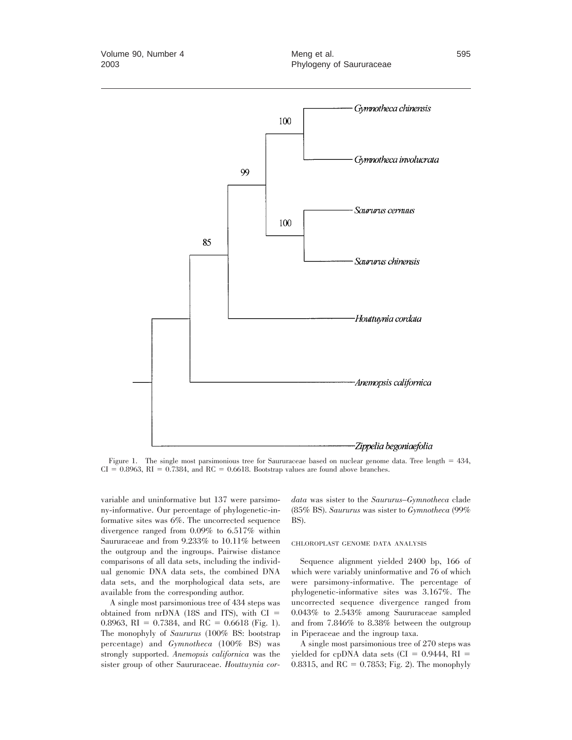Figure 1. The single most parsimonious tree for Saururaceae based on nuclear genome data. Tree length = 434, CI = 0.8963, RI = 0.7384, and RC = 0.6618. Bootstrap values are found above branches.

variable and uninformative but 137 were parsimony-informative. Our percentage of phylogenetic-informative sites was 6%. The uncorrected sequence divergence ranged from 0.09% to 6.517% within Saururaceae and from 9.233% to 10.11% between the outgroup and the ingroups. Pairwise distance comparisons of all data sets, including the individual genomic DNA data sets, the combined DNA data sets, and the morphological data sets, are available from the corresponding author.

A single most parsimonious tree of 434 steps was obtained from nrDNA (18S and ITS), with CI = 0.8963, RI = 0.7384, and RC = 0.6618 (Fig. 1). The monophyly of *Saururus* (100% BS: bootstrap percentage) and *Gymnotheca* (100% BS) was strongly supported. *Anemopsis californica* was the sister group of other Saururaceae. *Houttuynia cordata* was sister to the *Saururus–Gymnotheca* clade (85% BS). *Saururus* was sister to *Gymnotheca* (99% BS).

### CHLOROPLAST GENOME DATA ANALYSIS

Sequence alignment yielded 2400 bp, 166 of which were variably uninformative and 76 of which were parsimony-informative. The percentage of phylogenetic-informative sites was 3.167%. The uncorrected sequence divergence ranged from 0.043% to 2.543% among Saururaceae sampled and from 7.846% to 8.38% between the outgroup in Piperaceae and the ingroup taxa.

A single most parsimonious tree of 270 steps was yielded for cpDNA data sets (CI = 0.9444, RI = 0.8315, and RC = 0.7853; Fig. 2). The monophyly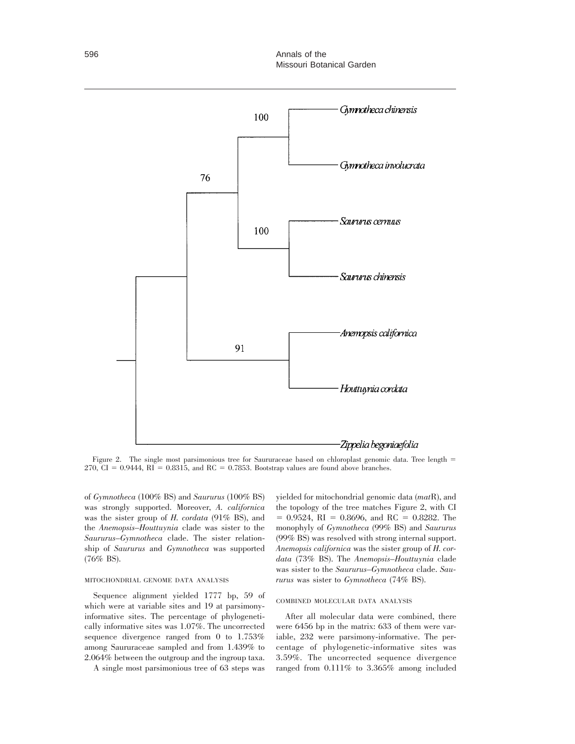Figure 2. The single most parsimonious tree for Saururaceae based on chloroplast genomic data. Tree length = 270, CI = 0.9444, RI = 0.8315, and RC = 0.7853. Bootstrap values are found above branches.

of *Gymnotheca* (100% BS) and *Saururus* (100% BS) was strongly supported. Moreover, *A. californica* was the sister group of *H. cordata* (91% BS), and the *Anemopsis–Houttuynia* clade was sister to the *Saururus–Gymnotheca* clade. The sister relationship of *Saururus* and *Gymnotheca* was supported (76% BS).

### MITOCHONDRIAL GENOME DATA ANALYSIS

Sequence alignment yielded 1777 bp, 59 of which were at variable sites and 19 at parsimony-informative sites. The percentage of phylogenetically informative sites was 1.07%. The uncorrected sequence divergence ranged from 0 to 1.753% among Saururaceae sampled and from 1.439% to 2.064% between the outgroup and the ingroup taxa.

A single most parsimonious tree of 63 steps was yielded for mitochondrial genomic data (*mat*R), and the topology of the tree matches Figure 2, with CI = 0.9524, RI = 0.8696, and RC = 0.8282. The monophyly of *Gymnotheca* (99% BS) and *Saururus* (99% BS) was resolved with strong internal support. *Anemopsis californica* was the sister group of *H. cordata* (73% BS). The *Anemopsis–Houttuynia* clade was sister to the *Saururus–Gymnotheca* clade. *Saururus* was sister to *Gymnotheca* (74% BS).

### COMBINED MOLECULAR DATA ANALYSIS

After all molecular data were combined, there were 6456 bp in the matrix: 633 of them were variable, 232 were parsimony-informative. The percentage of phylogenetic-informative sites was 3.59%. The uncorrected sequence divergence ranged from 0.111% to 3.365% among included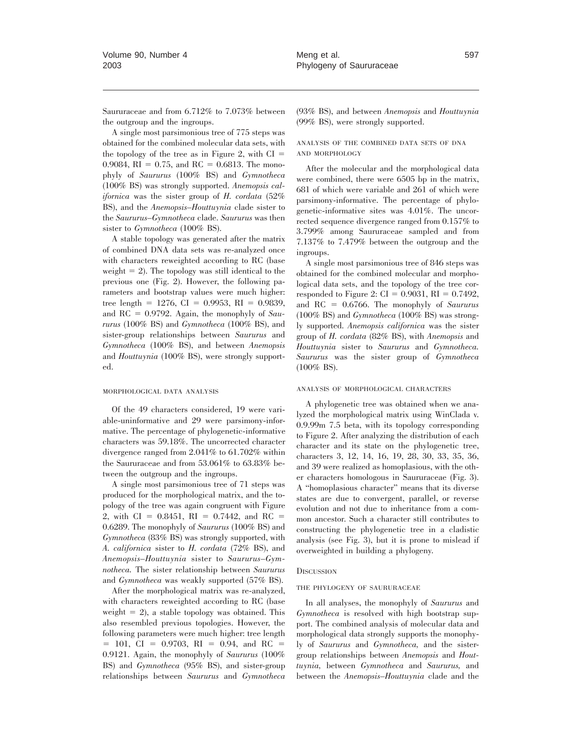Saururaceae and from 6.712% to 7.073% between the outgroup and the ingroups.

A single most parsimonious tree of 775 steps was obtained for the combined molecular data sets, with the topology of the tree as in Figure 2, with CI = 0.9084, RI = 0.75, and RC = 0.6813. The monophyly of *Saururus* (100% BS) and *Gymnotheca* (100% BS) was strongly supported. *Anemopsis californica* was the sister group of *H. cordata* (52% BS), and the *Anemopsis–Houttuynia* clade sister to the *Saururus–Gymnotheca* clade. *Saururus* was then sister to *Gymnotheca* (100% BS).

A stable topology was generated after the matrix of combined DNA data sets was re-analyzed once with characters reweighted according to RC (base weight = 2). The topology was still identical to the previous one (Fig. 2). However, the following parameters and bootstrap values were much higher: tree length = 1276, CI = 0.9953, RI = 0.9839, and RC = 0.9792. Again, the monophyly of *Saururus* (100% BS) and *Gymnotheca* (100% BS), and sister-group relationships between *Saururus* and *Gymnotheca* (100% BS), and between *Anemopsis* and *Houttuynia* (100% BS), were strongly supported.

### Morphological data analysis

Of the 49 characters considered, 19 were variable-uninformative and 29 were parsimony-informative. The percentage of phylogenetic-informative characters was 59.18%. The uncorrected character divergence ranged from 2.041% to 61.702% within the Saururaceae and from 53.061% to 63.83% between the outgroup and the ingroups.

A single most parsimonious tree of 71 steps was produced for the morphological matrix, and the topology of the tree was again congruent with Figure 2, with CI = 0.8451, RI = 0.7442, and RC = 0.6289. The monophyly of *Saururus* (100% BS) and *Gymnotheca* (83% BS) was strongly supported, with *A. californica* sister to *H. cordata* (72% BS), and *Anemopsis–Houttuynia* sister to *Saururus–Gymnotheca*. The sister relationship between *Saururus* and *Gymnotheca* was weakly supported (57% BS).

After the morphological matrix was re-analyzed, with characters reweighted according to RC (base weight = 2), a stable topology was obtained. This also resembled previous topologies. However, the following parameters were much higher: tree length = 101, CI = 0.9703, RI = 0.94, and RC = 0.9121. Again, the monophyly of *Saururus* (100% BS) and *Gymnotheca* (95% BS), and sister-group relationships between *Saururus* and *Gymnotheca* (93% BS), and between *Anemopsis* and *Houttuynia* (99% BS), were strongly supported.

### Analysis of the combined data sets of DNA and morphology

After the molecular and the morphological data were combined, there were 6505 bp in the matrix, 681 of which were variable and 261 of which were parsimony-informative. The percentage of phylogenetic-informative sites was 4.01%. The uncorrected sequence divergence ranged from 0.157% to 3.799% among Saururaceae sampled and from 7.137% to 7.479% between the outgroup and the ingroups.

A single most parsimonious tree of 846 steps was obtained for the combined molecular and morphological data sets, and the topology of the tree corresponded to Figure 2: CI = 0.9031, RI = 0.7492, and RC = 0.6766. The monophyly of *Saururus* (100% BS) and *Gymnotheca* (100% BS) was strongly supported. *Anemopsis californica* was the sister group of *H. cordata* (82% BS), with *Anemopsis* and *Houttuynia* sister to *Saururus* and *Gymnotheca*. *Saururus* was the sister group of *Gymnotheca* (100% BS).

### Analysis of morphological characters

A phylogenetic tree was obtained when we analyzed the morphological matrix using WinClada v. 0.9.99m 7.5 beta, with its topology corresponding to Figure 2. After analyzing the distribution of each character and its state on the phylogenetic tree, characters 3, 12, 14, 16, 19, 28, 30, 33, 35, 36, and 39 were realized as homoplasious, with the other characters homologous in Saururaceae (Fig. 3). A "homoplasious character" means that its diverse states are due to convergent, parallel, or reverse evolution and not due to inheritance from a common ancestor. Such a character still contributes to constructing the phylogenetic tree in a cladistic analysis (see Fig. 3), but it is prone to mislead if overweighted in building a phylogeny.

## Discussion

### The phylogeny of Saururaceae

In all analyses, the monophyly of *Saururus* and *Gymnotheca* is resolved with high bootstrap support. The combined analysis of molecular data and morphological data strongly supports the monophyly of *Saururus* and *Gymnotheca*, and the sister-group relationships between *Anemopsis* and *Houttuynia*, between *Gymnotheca* and *Saururus*, and between the *Anemopsis–Houttuynia* clade and the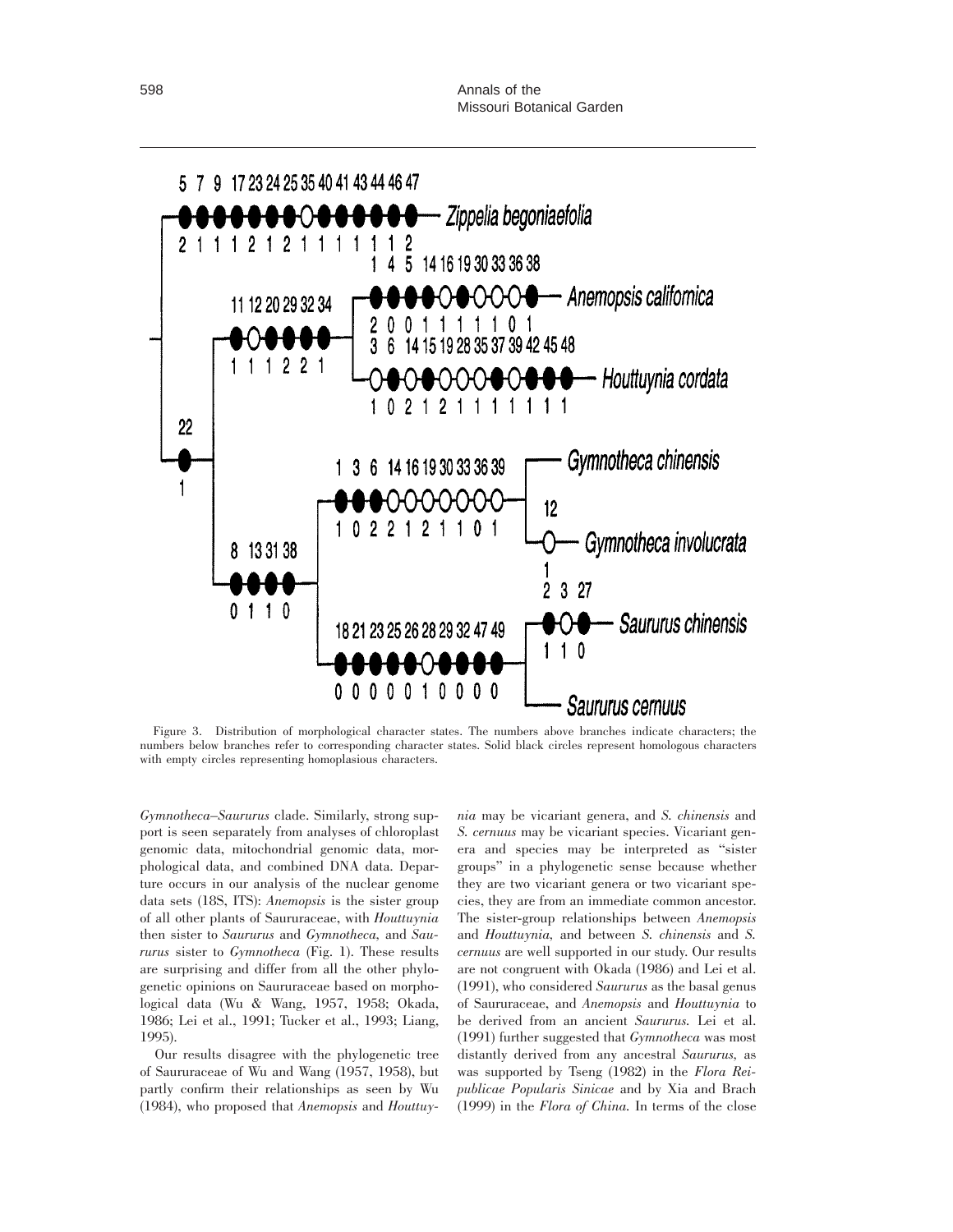Figure 3. Distribution of morphological character states. The numbers above branches indicate characters; the numbers below branches refer to corresponding character states. Solid black circles represent homologous characters with empty circles representing homoplasious characters.

*Gymnotheca–Saururus* clade. Similarly, strong support is seen separately from analyses of chloroplast genomic data, mitochondrial genomic data, morphological data, and combined DNA data. Departure occurs in our analysis of the nuclear genome data sets (18S, ITS): *Anemopsis* is the sister group of all other plants of Saururaceae, with *Houttuynia* then sister to *Saururus* and *Gymnotheca*, and *Saururus* sister to *Gymnotheca* (Fig. 1). These results are surprising and differ from all the other phylogenetic opinions on Saururaceae based on morphological data (Wu & Wang, 1957, 1958; Okada, 1986; Lei et al., 1991; Tucker et al., 1993; Liang, 1995).

Our results disagree with the phylogenetic tree of Saururaceae of Wu and Wang (1957, 1958), but partly confirm their relationships as seen by Wu (1984), who proposed that *Anemopsis* and *Houttuynia* may be vicariant genera, and *S. chinensis* and *S. cernuus* may be vicariant species. Vicariant genera and species may be interpreted as "sister groups" in a phylogenetic sense because whether they are two vicariant genera or two vicariant species, they are from an immediate common ancestor. The sister-group relationships between *Anemopsis* and *Houttuynia*, and between *S. chinensis* and *S. cernuus* are well supported in our study. Our results are not congruent with Okada (1986) and Lei et al. (1991), who considered *Saururus* as the basal genus of Saururaceae, and *Anemopsis* and *Houttuynia* to be derived from an ancient *Saururus*. Lei et al. (1991) further suggested that *Gymnotheca* was most distantly derived from any ancestral *Saururus*, as was supported by Tseng (1982) in the *Flora Reipublicae Popularis Sinicae* and by Xia and Brach (1999) in the *Flora of China*. In terms of the close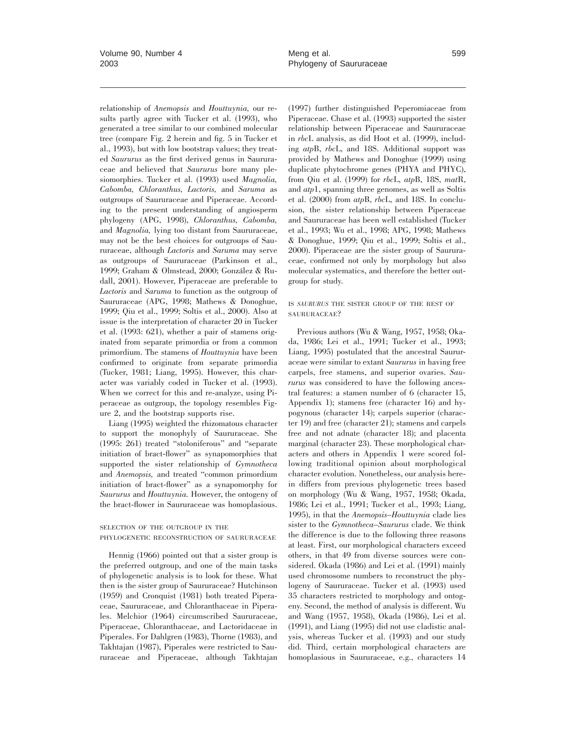relationship of *Anemopsis* and *Houttuynia,* our results partly agree with Tucker et al. (1993), who generated a tree similar to our combined molecular tree (compare Fig. 2 herein and fig. 5 in Tucker et al., 1993), but with low bootstrap values; they treated *Saururus* as the first derived genus in Saururaceae and believed that *Saururus* bore many plesiomorphies. Tucker et al. (1993) used *Magnolia, Cabomba, Chloranthus, Lactoris,* and *Saruma* as outgroups of Saururaceae and Piperaceae. According to the present understanding of angiosperm phylogeny (APG, 1998), *Chloranthus, Cabomba,* and *Magnolia,* lying too distant from Saururaceae, may not be the best choices for outgroups of Saururaceae, although *Lactoris* and *Saruma* may serve as outgroups of Saururaceae (Parkinson et al., 1999; Graham & Olmstead, 2000; González & Rudall, 2001). However, Piperaceae are preferable to *Lactoris* and *Saruma* to function as the outgroup of Saururaceae (APG, 1998; Mathews & Donoghue, 1999; Qiu et al., 1999; Soltis et al., 2000). Also at issue is the interpretation of character 20 in Tucker et al. (1993: 621), whether a pair of stamens originated from separate primordia or from a common primordium. The stamens of *Houttuynia* have been confirmed to originate from separate primordia (Tucker, 1981; Liang, 1995). However, this character was variably coded in Tucker et al. (1993). When we correct for this and re-analyze, using Piperaceae as outgroup, the topology resembles Figure 2, and the bootstrap supports rise.

Liang (1995) weighted the rhizomatous character to support the monophyly of Saururaceae. She (1995: 261) treated "stoloniferous" and "separate initiation of bract-flower" as synapomorphies that supported the sister relationship of *Gymnotheca* and *Anemopsis,* and treated "common primordium initiation of bract-flower" as a synapomorphy for *Saururus* and *Houttuynia.* However, the ontogeny of the bract-flower in Saururaceae was homoplasious.

## SELECTION OF THE OUTGROUP IN THE PHYLOGENETIC RECONSTRUCTION OF SAURURACEAE

Hennig (1966) pointed out that a sister group is the preferred outgroup, and one of the main tasks of phylogenetic analysis is to look for these. What then is the sister group of Saururaceae? Hutchinson (1959) and Cronquist (1981) both treated Piperaceae, Saururaceae, and Chloranthaceae in Piperales. Melchior (1964) circumscribed Saururaceae, Piperaceae, Chloranthaceae, and Lactoridaceae in Piperales. For Dahlgren (1983), Thorne (1983), and Takhtajan (1987), Piperales were restricted to Saururaceae and Piperaceae, although Takhtajan (1997) further distinguished Peperomiaceae from Piperaceae. Chase et al. (1993) supported the sister relationship between Piperaceae and Saururaceae in *rbc*L analysis, as did Hoot et al. (1999), including *atp*B, *rbc*L, and 18S. Additional support was provided by Mathews and Donoghue (1999) using duplicate phytochrome genes (PHYA and PHYC), from Qiu et al. (1999) for *rbc*L, *atp*B, 18S, *mat*R, and *atp*1, spanning three genomes, as well as Soltis et al. (2000) from *atp*B, *rbc*L, and 18S. In conclusion, the sister relationship between Piperaceae and Saururaceae has been well established (Tucker et al., 1993; Wu et al., 1998; APG, 1998; Mathews & Donoghue, 1999; Qiu et al., 1999; Soltis et al., 2000). Piperaceae are the sister group of Saururaceae, confirmed not only by morphology but also molecular systematics, and therefore the better outgroup for study.

## IS *SAURURUS* THE SISTER GROUP OF THE REST OF SAURURACEAE?

Previous authors (Wu & Wang, 1957, 1958; Okada, 1986; Lei et al., 1991; Tucker et al., 1993; Liang, 1995) postulated that the ancestral Saururaceae were similar to extant *Saururus* in having free carpels, free stamens, and superior ovaries. *Saururus* was considered to have the following ancestral features: a stamen number of 6 (character 15, Appendix 1); stamens free (character 16) and hypogynous (character 14); carpels superior (character 19) and free (character 21); stamens and carpels free and not adnate (character 18); and placenta marginal (character 23). These morphological characters and others in Appendix 1 were scored following traditional opinion about morphological character evolution. Nonetheless, our analysis herein differs from previous phylogenetic trees based on morphology (Wu & Wang, 1957, 1958; Okada, 1986; Lei et al., 1991; Tucker et al., 1993; Liang, 1995), in that the *Anemopsis*–*Houttuynia* clade lies sister to the *Gymnotheca*–*Saururus* clade. We think the difference is due to the following three reasons at least. First, our morphological characters exceed others, in that 49 from diverse sources were considered. Okada (1986) and Lei et al. (1991) mainly used chromosome numbers to reconstruct the phylogeny of Saururaceae. Tucker et al. (1993) used 35 characters restricted to morphology and ontogeny. Second, the method of analysis is different. Wu and Wang (1957, 1958), Okada (1986), Lei et al. (1991), and Liang (1995) did not use cladistic analysis, whereas Tucker et al. (1993) and our study did. Third, certain morphological characters are homoplasious in Saururaceae, e.g., characters 14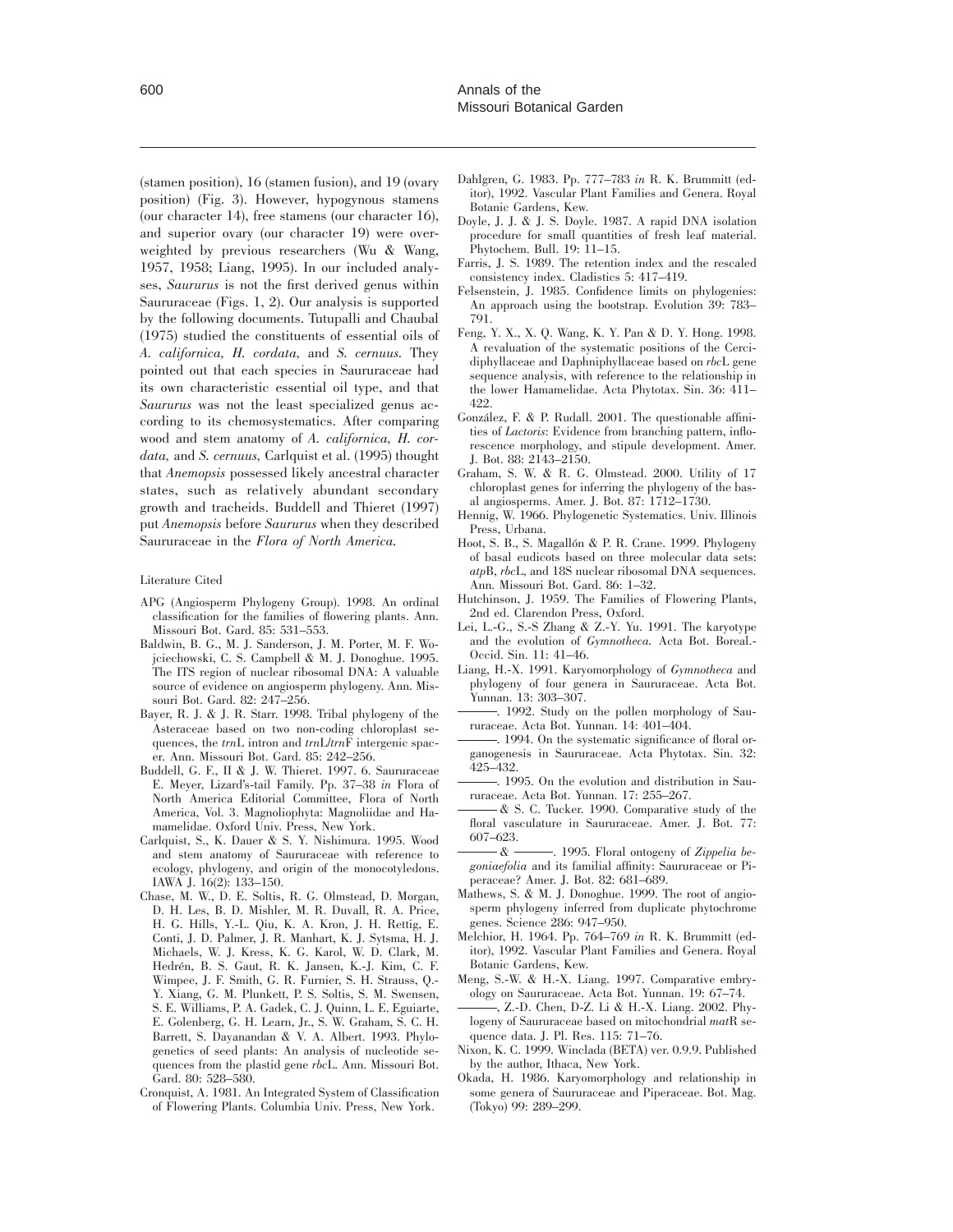(stamen position), 16 (stamen fusion), and 19 (ovary position) (Fig. 3). However, hypogynous stamens (our character 14), free stamens (our character 16), and superior ovary (our character 19) were overweighted by previous researchers (Wu & Wang, 1957, 1958; Liang, 1995). In our included analyses, *Saururus* is not the first derived genus within Saururaceae (Figs. 1, 2). Our analysis is supported by the following documents. Tutupalli and Chaubal (1975) studied the constituents of essential oils of *A. californica*, *H. cordata*, and *S. cernuus*. They pointed out that each species in Saururaceae had its own characteristic essential oil type, and that *Saururus* was not the least specialized genus according to its chemosystematics. After comparing wood and stem anatomy of *A. californica*, *H. cordata*, and *S. cernuus*, Carlquist et al. (1995) thought that *Anemopsis* possessed likely ancestral character states, such as relatively abundant secondary growth and tracheids. Buddell and Thieret (1997) put *Anemopsis* before *Saururus* when they described Saururaceae in the *Flora of North America*.

## Literature Cited

APG (Angiosperm Phylogeny Group). 1998. An ordinal classification for the families of flowering plants. Ann. Missouri Bot. Gard. 85: 531–553.

Baldwin, B. G., M. J. Sanderson, J. M. Porter, M. F. Wojciechowski, C. S. Campbell & M. J. Donoghue. 1995. The ITS region of nuclear ribosomal DNA: A valuable source of evidence on angiosperm phylogeny. Ann. Missouri Bot. Gard. 82: 247–256.

Bayer, R. J. & J. R. Starr. 1998. Tribal phylogeny of the Asteraceae based on two non-coding chloroplast sequences, the *trn*L intron and *trn*L/*trn*F intergenic spacer. Ann. Missouri Bot. Gard. 85: 242–256.

Buddell, G. F., II & J. W. Thieret. 1997. 6. Saururaceae E. Meyer, Lizard's-tail Family. Pp. 37–38 *in* Flora of North America Editorial Committee, Flora of North America, Vol. 3. Magnoliophyta: Magnoliidae and Hamamelidae. Oxford Univ. Press, New York.

Carlquist, S., K. Dauer & S. Y. Nishimura. 1995. Wood and stem anatomy of Saururaceae with reference to ecology, phylogeny, and origin of the monocotyledons. IAWA J. 16(2): 133–150.

Chase, M. W., D. E. Soltis, R. G. Olmstead, D. Morgan, D. H. Les, B. D. Mishler, M. R. Duvall, R. A. Price, H. G. Hills, Y.-L. Qiu, K. A. Kron, J. H. Rettig, E. Conti, J. D. Palmer, J. R. Manhart, K. J. Sytsma, H. J. Michaels, W. J. Kress, K. G. Karol, W. D. Clark, M. Hedrén, B. S. Gaut, R. K. Jansen, K.-J. Kim, C. F. Wimpee, J. F. Smith, G. R. Furnier, S. H. Strauss, Q.-Y. Xiang, G. M. Plunkett, P. S. Soltis, S. M. Swensen, S. E. Williams, P. A. Gadek, C. J. Quinn, L. E. Eguiarte, E. Golenberg, G. H. Learn, Jr., S. W. Graham, S. C. H. Barrett, S. Dayanandan & V. A. Albert. 1993. Phylogenetics of seed plants: An analysis of nucleotide sequences from the plastid gene *rbc*L. Ann. Missouri Bot. Gard. 80: 528–580.

Cronquist, A. 1981. An Integrated System of Classification of Flowering Plants. Columbia Univ. Press, New York.

Dahlgren, G. 1983. Pp. 777–783 *in* R. K. Brummitt (editor), 1992. Vascular Plant Families and Genera. Royal Botanic Gardens, Kew.

Doyle, J. J. & J. S. Doyle. 1987. A rapid DNA isolation procedure for small quantities of fresh leaf material. Phytochem. Bull. 19: 11–15.

Farris, J. S. 1989. The retention index and the rescaled consistency index. Cladistics 5: 417–419.

Felsenstein, J. 1985. Confidence limits on phylogenies: An approach using the bootstrap. Evolution 39: 783–791.

Feng, Y. X., X. Q. Wang, K. Y. Pan & D. Y. Hong. 1998. A revaluation of the systematic positions of the Cercidiphyllaceae and Daphniphyllaceae based on *rbc*L gene sequence analysis, with reference to the relationship in the lower Hamamelidae. Acta Phytotax. Sin. 36: 411–422.

González, F. & P. Rudall. 2001. The questionable affinities of *Lactoris*: Evidence from branching pattern, inflorescence morphology, and stipule development. Amer. J. Bot. 88: 2143–2150.

Graham, S. W. & R. G. Olmstead. 2000. Utility of 17 chloroplast genes for inferring the phylogeny of the basal angiosperms. Amer. J. Bot. 87: 1712–1730.

Hennig, W. 1966. Phylogenetic Systematics. Univ. Illinois Press, Urbana.

Hoot, S. B., S. Magallón & P. R. Crane. 1999. Phylogeny of basal eudicots based on three molecular data sets: *atp*B, *rbc*L, and 18S nuclear ribosomal DNA sequences. Ann. Missouri Bot. Gard. 86: 1–32.

Hutchinson, J. 1959. The Families of Flowering Plants, 2nd ed. Clarendon Press, Oxford.

Lei, L.-G., S.-S Zhang & Z.-Y. Yu. 1991. The karyotype and the evolution of *Gymnotheca*. Acta Bot. Boreal.-Occid. Sin. 11: 41–46.

Liang, H.-X. 1991. Karyomorphology of *Gymnotheca* and phylogeny of four genera in Saururaceae. Acta Bot. Yunnan. 13: 303–307.

———. 1992. Study on the pollen morphology of Saururaceae. Acta Bot. Yunnan. 14: 401–404.

———. 1994. On the systematic significance of floral organogenesis in Saururaceae. Acta Phytotax. Sin. 32: 425–432.

———. 1995. On the evolution and distribution in Saururaceae. Acta Bot. Yunnan. 17: 255–267.

——— & S. C. Tucker. 1990. Comparative study of the floral vasculature in Saururaceae. Amer. J. Bot. 77: 607–623.

——— & ———. 1995. Floral ontogeny of *Zippelia begoniaefolia* and its familial affinity: Saururaceae or Piperaceae? Amer. J. Bot. 82: 681–689.

Mathews, S. & M. J. Donoghue. 1999. The root of angiosperm phylogeny inferred from duplicate phytochrome genes. Science 286: 947–950.

Melchior, H. 1964. Pp. 764–769 *in* R. K. Brummitt (editor), 1992. Vascular Plant Families and Genera. Royal Botanic Gardens, Kew.

Meng, S.-W. & H.-X. Liang. 1997. Comparative embryology on Saururaceae. Acta Bot. Yunnan. 19: 67–74.

———, Z.-D. Chen, D-Z. Li & H.-X. Liang. 2002. Phylogeny of Saururaceae based on mitochondrial *mat*R sequence data. J. Pl. Res. 115: 71–76.

Nixon, K. C. 1999. Winclada (BETA) ver. 0.9.9. Published by the author, Ithaca, New York.

Okada, H. 1986. Karyomorphology and relationship in some genera of Saururaceae and Piperaceae. Bot. Mag. (Tokyo) 99: 289–299.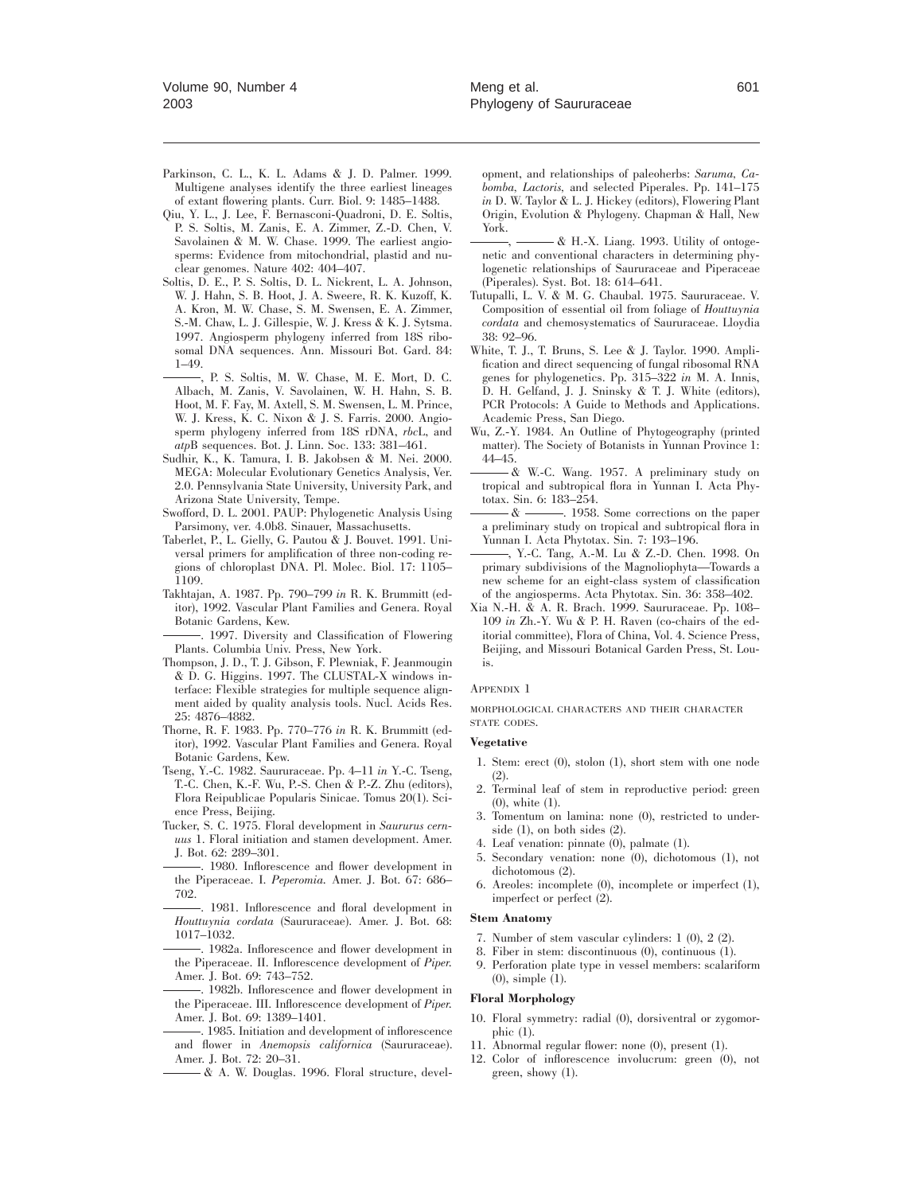Parkinson, C. L., K. L. Adams & J. D. Palmer. 1999. Multigene analyses identify the three earliest lineages of extant flowering plants. Curr. Biol. 9: 1485–1488.

Qiu, Y. L., J. Lee, F. Bernasconi-Quadroni, D. E. Soltis, P. S. Soltis, M. Zanis, E. A. Zimmer, Z.-D. Chen, V. Savolainen & M. W. Chase. 1999. The earliest angiosperms: Evidence from mitochondrial, plastid and nuclear genomes. Nature 402: 404–407.

Soltis, D. E., P. S. Soltis, D. L. Nickrent, L. A. Johnson, W. J. Hahn, S. B. Hoot, J. A. Sweere, R. K. Kuzoff, K. A. Kron, M. W. Chase, S. M. Swensen, E. A. Zimmer, S.-M. Chaw, L. J. Gillespie, W. J. Kress & K. J. Sytsma. 1997. Angiosperm phylogeny inferred from 18S ribosomal DNA sequences. Ann. Missouri Bot. Gard. 84: 1–49.

———, P. S. Soltis, M. W. Chase, M. E. Mort, D. C. Albach, M. Zanis, V. Savolainen, W. H. Hahn, S. B. Hoot, M. F. Fay, M. Axtell, S. M. Swensen, L. M. Prince, W. J. Kress, K. C. Nixon & J. S. Farris. 2000. Angiosperm phylogeny inferred from 18S rDNA, *rbc*L, and *atp*B sequences. Bot. J. Linn. Soc. 133: 381–461.

Sudhir, K., K. Tamura, I. B. Jakobsen & M. Nei. 2000. MEGA: Molecular Evolutionary Genetics Analysis, Ver. 2.0. Pennsylvania State University, University Park, and Arizona State University, Tempe.

Swofford, D. L. 2001. PAUP: Phylogenetic Analysis Using Parsimony, ver. 4.0b8. Sinauer, Massachusetts.

Taberlet, P., L. Gielly, G. Pautou & J. Bouvet. 1991. Universal primers for amplification of three non-coding regions of chloroplast DNA. Pl. Molec. Biol. 17: 1105–1109.

Takhtajan, A. 1987. Pp. 790–799 *in* R. K. Brummitt (editor), 1992. Vascular Plant Families and Genera. Royal Botanic Gardens, Kew.

———. 1997. Diversity and Classification of Flowering Plants. Columbia Univ. Press, New York.

Thompson, J. D., T. J. Gibson, F. Plewniak, F. Jeanmougin & D. G. Higgins. 1997. The CLUSTAL-X windows interface: Flexible strategies for multiple sequence alignment aided by quality analysis tools. Nucl. Acids Res. 25: 4876–4882.

Thorne, R. F. 1983. Pp. 770–776 *in* R. K. Brummitt (editor), 1992. Vascular Plant Families and Genera. Royal Botanic Gardens, Kew.

Tseng, Y.-C. 1982. Saururaceae. Pp. 4–11 *in* Y.-C. Tseng, T.-C. Chen, K.-F. Wu, P.-S. Chen & P.-Z. Zhu (editors), Flora Reipublicae Popularis Sinicae. Tomus 20(1). Science Press, Beijing.

Tucker, S. C. 1975. Floral development in *Saururus cernuus* 1. Floral initiation and stamen development. Amer. J. Bot. 62: 289–301.

———. 1980. Inflorescence and flower development in the Piperaceae. I. *Peperomia.* Amer. J. Bot. 67: 686–702.

———. 1981. Inflorescence and floral development in *Houttuynia cordata* (Saururaceae). Amer. J. Bot. 68: 1017–1032.

———. 1982a. Inflorescence and flower development in the Piperaceae. II. Inflorescence development of *Piper.* Amer. J. Bot. 69: 743–752.

———. 1982b. Inflorescence and flower development in the Piperaceae. III. Inflorescence development of *Piper.* Amer. J. Bot. 69: 1389–1401.

———. 1985. Initiation and development of inflorescence and flower in *Anemopsis californica* (Saururaceae). Amer. J. Bot. 72: 20–31.

——— & A. W. Douglas. 1996. Floral structure, development, and relationships of paleoherbs: *Saruma, Cabomba, Lactoris,* and selected Piperales. Pp. 141–175 *in* D. W. Taylor & L. J. Hickey (editors), Flowering Plant Origin, Evolution & Phylogeny. Chapman & Hall, New York.

———, ——— & H.-X. Liang. 1993. Utility of ontogenetic and conventional characters in determining phylogenetic relationships of Saururaceae and Piperaceae (Piperales). Syst. Bot. 18: 614–641.

Tutupalli, L. V. & M. G. Chaubal. 1975. Saururaceae. V. Composition of essential oil from foliage of *Houttuynia cordata* and chemosystematics of Saururaceae. Lloydia 38: 92–96.

White, T. J., T. Bruns, S. Lee & J. Taylor. 1990. Amplification and direct sequencing of fungal ribosomal RNA genes for phylogenetics. Pp. 315–322 *in* M. A. Innis, D. H. Gelfand, J. J. Sninsky & T. J. White (editors), PCR Protocols: A Guide to Methods and Applications. Academic Press, San Diego.

Wu, Z.-Y. 1984. An Outline of Phytogeography (printed matter). The Society of Botanists in Yunnan Province 1: 44–45.

——— & W.-C. Wang. 1957. A preliminary study on tropical and subtropical flora in Yunnan I. Acta Phytotax. Sin. 6: 183–254.

——— & ———. 1958. Some corrections on the paper a preliminary study on tropical and subtropical flora in Yunnan I. Acta Phytotax. Sin. 7: 193–196.

———, Y.-C. Tang, A.-M. Lu & Z.-D. Chen. 1998. On primary subdivisions of the Magnoliophyta—Towards a new scheme for an eight-class system of classification of the angiosperms. Acta Phytotax. Sin. 36: 358–402.

Xia N.-H. & A. R. Brach. 1999. Saururaceae. Pp. 108–109 *in* Zh.-Y. Wu & P. H. Raven (co-chairs of the editorial committee), Flora of China, Vol. 4. Science Press, Beijing, and Missouri Botanical Garden Press, St. Louis.

## Appendix 1

MORPHOLOGICAL CHARACTERS AND THEIR CHARACTER STATE CODES.

### Vegetative

1. Stem: erect (0), stolon (1), short stem with one node (2).
2. Terminal leaf of stem in reproductive period: green (0), white (1).
3. Tomentum on lamina: none (0), restricted to underside (1), on both sides (2).
4. Leaf venation: pinnate (0), palmate (1).
5. Secondary venation: none (0), dichotomous (1), not dichotomous (2).
6. Areoles: incomplete (0), incomplete or imperfect (1), imperfect or perfect (2).

### Stem Anatomy

7. Number of stem vascular cylinders: 1 (0), 2 (2).
8. Fiber in stem: discontinuous (0), continuous (1).
9. Perforation plate type in vessel members: scalariform (0), simple (1).

### Floral Morphology

10. Floral symmetry: radial (0), dorsiventral or zygomorphic (1).
11. Abnormal regular flower: none (0), present (1).
12. Color of inflorescence involucrum: green (0), not green, showy (1).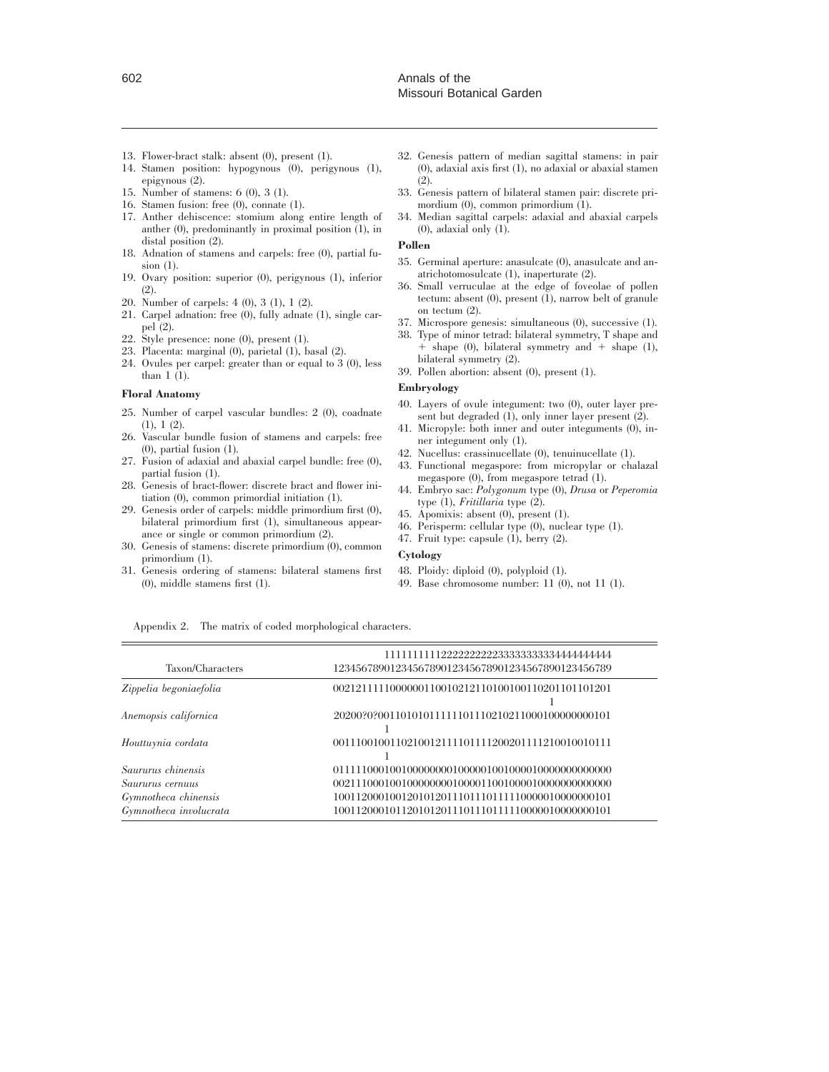13. Flower-bract stalk: absent (0), present (1).
14. Stamen position: hypogynous (0), perigynous (1), epigynous (2).
15. Number of stamens: 6 (0), 3 (1).
16. Stamen fusion: free (0), connate (1).
17. Anther dehiscence: stomium along entire length of anther (0), predominantly in proximal position (1), in distal position (2).
18. Adnation of stamens and carpels: free (0), partial fusion (1).
19. Ovary position: superior (0), perigynous (1), inferior (2).
20. Number of carpels: 4 (0), 3 (1), 1 (2).
21. Carpel adnation: free (0), fully adnate (1), single carpel (2).
22. Style presence: none (0), present (1).
23. Placenta: marginal (0), parietal (1), basal (2).
24. Ovules per carpel: greater than or equal to 3 (0), less than 1 (1).

**Floral Anatomy**

25. Number of carpel vascular bundles: 2 (0), coadnate (1), 1 (2).
26. Vascular bundle fusion of stamens and carpels: free (0), partial fusion (1).
27. Fusion of adaxial and abaxial carpel bundle: free (0), partial fusion (1).
28. Genesis of bract-flower: discrete bract and flower initiation (0), common primordial initiation (1).
29. Genesis order of carpels: middle primordium first (0), bilateral primordium first (1), simultaneous appearance or single or common primordium (2).
30. Genesis of stamens: discrete primordium (0), common primordium (1).
31. Genesis ordering of stamens: bilateral stamens first (0), middle stamens first (1).
32. Genesis pattern of median sagittal stamens: in pair (0), adaxial axis first (1), no adaxial or abaxial stamen (2).
33. Genesis pattern of bilateral stamen pair: discrete primordium (0), common primordium (1).
34. Median sagittal carpels: adaxial and abaxial carpels (0), adaxial only (1).

**Pollen**

35. Germinal aperture: anasulcate (0), anasulcate and anatrichotomosulcate (1), inaperturate (2).
36. Small verruculae at the edge of foveolae of pollen tectum: absent (0), present (1), narrow belt of granule on tectum (2).
37. Microspore genesis: simultaneous (0), successive (1).
38. Type of minor tetrad: bilateral symmetry, T shape and + shape (0), bilateral symmetry and + shape (1), bilateral symmetry (2).
39. Pollen abortion: absent (0), present (1).

**Embryology**

40. Layers of ovule integument: two (0), outer layer present but degraded (1), only inner layer present (2).
41. Micropyle: both inner and outer integuments (0), inner integument only (1).
42. Nucellus: crassinucellate (0), tenuinucellate (1).
43. Functional megaspore: from micropylar or chalazal megaspore (0), from megaspore tetrad (1).
44. Embryo sac: *Polygonum* type (0), *Drusa* or *Peperomia* type (1), *Fritillaria* type (2).
45. Apomixis: absent (0), present (1).
46. Perisperm: cellular type (0), nuclear type (1).
47. Fruit type: capsule (1), berry (2).

**Cytology**

48. Ploidy: diploid (0), polyploid (1).
49. Base chromosome number: 11 (0), not 11 (1).

Appendix 2. The matrix of coded morphological characters.

| Taxon/Characters | 1111111111222222222233333333334444444444<br>1234567890123456789012345678901234567890123456789 |
|---|---|
| *Zippelia begoniaefolia* | 0021211111000000110010212110100100110201101101201<br>1 |
| *Anemopsis californica* | 20200?0?001101010111111011102102110001000000000101<br>1 |
| *Houttuynia cordata* | 0011100100110210012111101111200201111210010010111<br>1 |
| *Saururus chinensis* | 0111110001001000000001000001001000010000000000000 |
| *Saururus cernuus* | 0021110001001000000001000011001000010000000000000 |
| *Gymnotheca chinensis* | 1001120001001201012011101110111110000010000000101 |
| *Gymnotheca involucrata* | 1001120001011201012011101110111110000010000000101 |